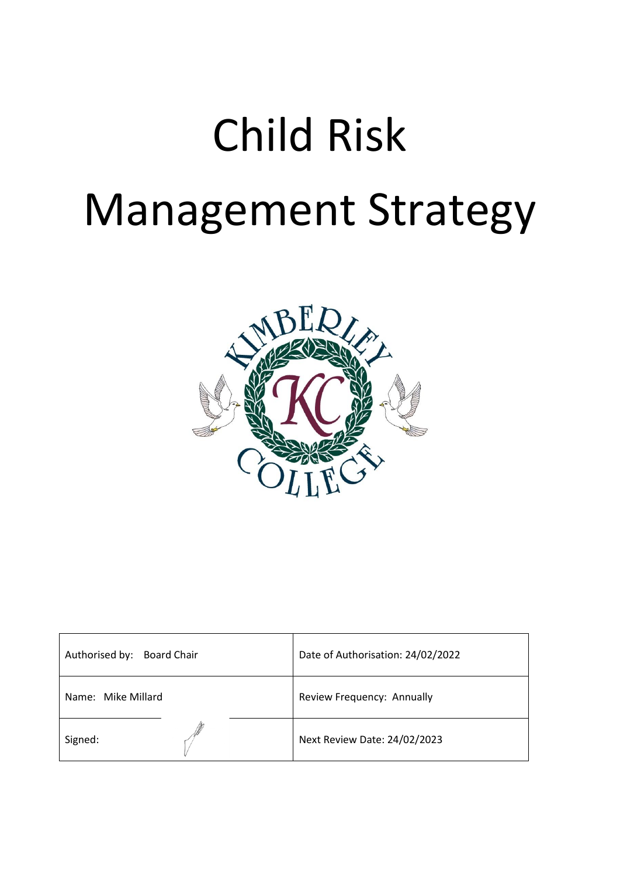# Child Risk Management Strategy

| Authorised by: Board Chair | Date of Authorisation: 24/02/2022 |
| --- | --- |
| Name: Mike Millard | Review Frequency: Annually |
| Signed: | Next Review Date: 24/02/2023 |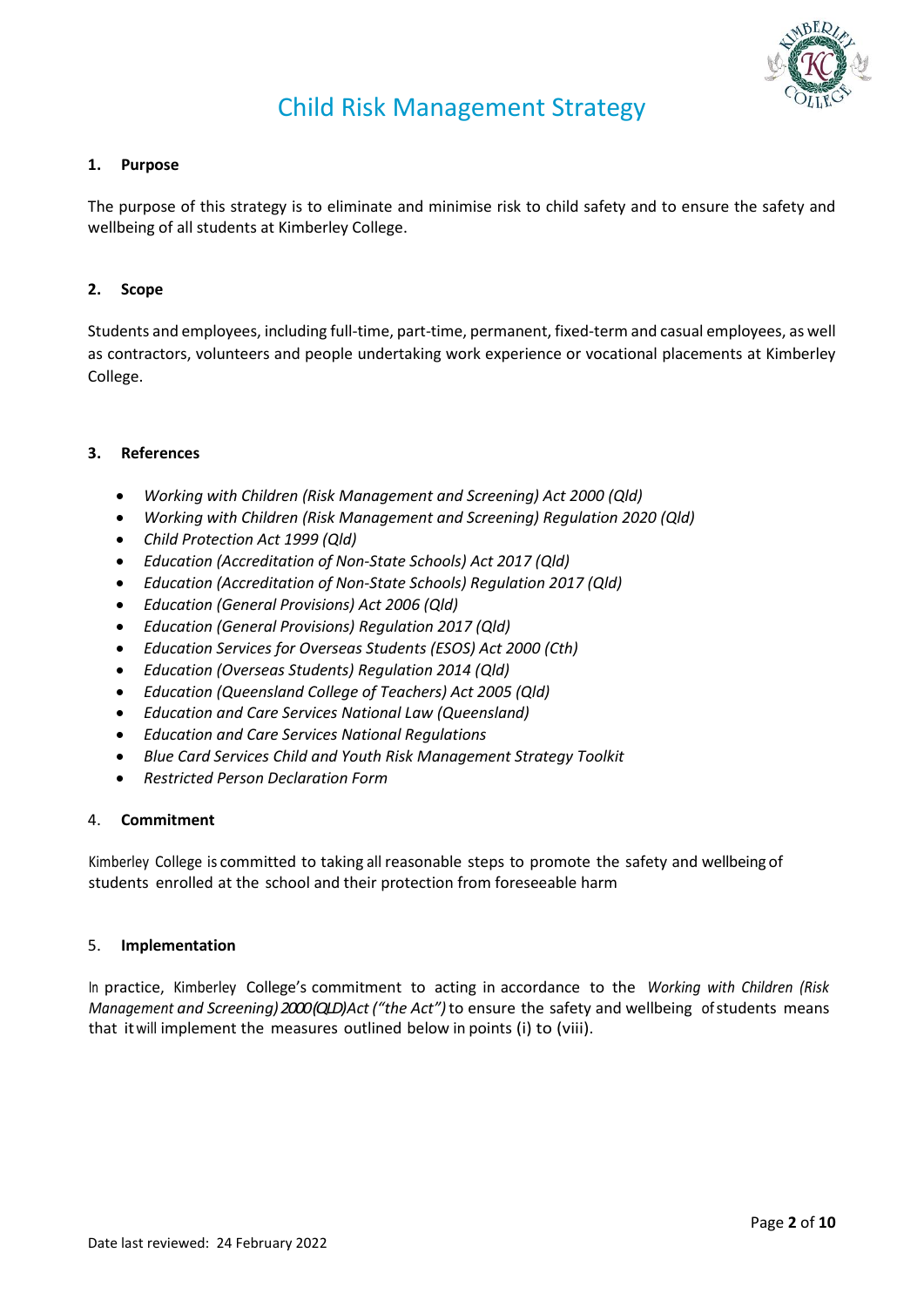# Child Risk Management Strategy

## 1. Purpose

The purpose of this strategy is to eliminate and minimise risk to child safety and to ensure the safety and wellbeing of all students at Kimberley College.

## 2. Scope

Students and employees, including full-time, part-time, permanent, fixed-term and casual employees, as well as contractors, volunteers and people undertaking work experience or vocational placements at Kimberley College.

## 3. References

- *Working with Children (Risk Management and Screening) Act 2000 (Qld)*
- *Working with Children (Risk Management and Screening) Regulation 2020 (Qld)*
- *Child Protection Act 1999 (Qld)*
- *Education (Accreditation of Non-State Schools) Act 2017 (Qld)*
- *Education (Accreditation of Non-State Schools) Regulation 2017 (Qld)*
- *Education (General Provisions) Act 2006 (Qld)*
- *Education (General Provisions) Regulation 2017 (Qld)*
- *Education Services for Overseas Students (ESOS) Act 2000 (Cth)*
- *Education (Overseas Students) Regulation 2014 (Qld)*
- *Education (Queensland College of Teachers) Act 2005 (Qld)*
- *Education and Care Services National Law (Queensland)*
- *Education and Care Services National Regulations*
- *Blue Card Services Child and Youth Risk Management Strategy Toolkit*
- *Restricted Person Declaration Form*

## 4. Commitment

Kimberley College is committed to taking all reasonable steps to promote the safety and wellbeing of students enrolled at the school and their protection from foreseeable harm

## 5. Implementation

In practice, Kimberley College's commitment to acting in accordance to the *Working with Children (Risk Management and Screening) 2000 (QLD) Act ("the Act")* to ensure the safety and wellbeing of students means that it will implement the measures outlined below in points (i) to (viii).

Date last reviewed: 24 February 2022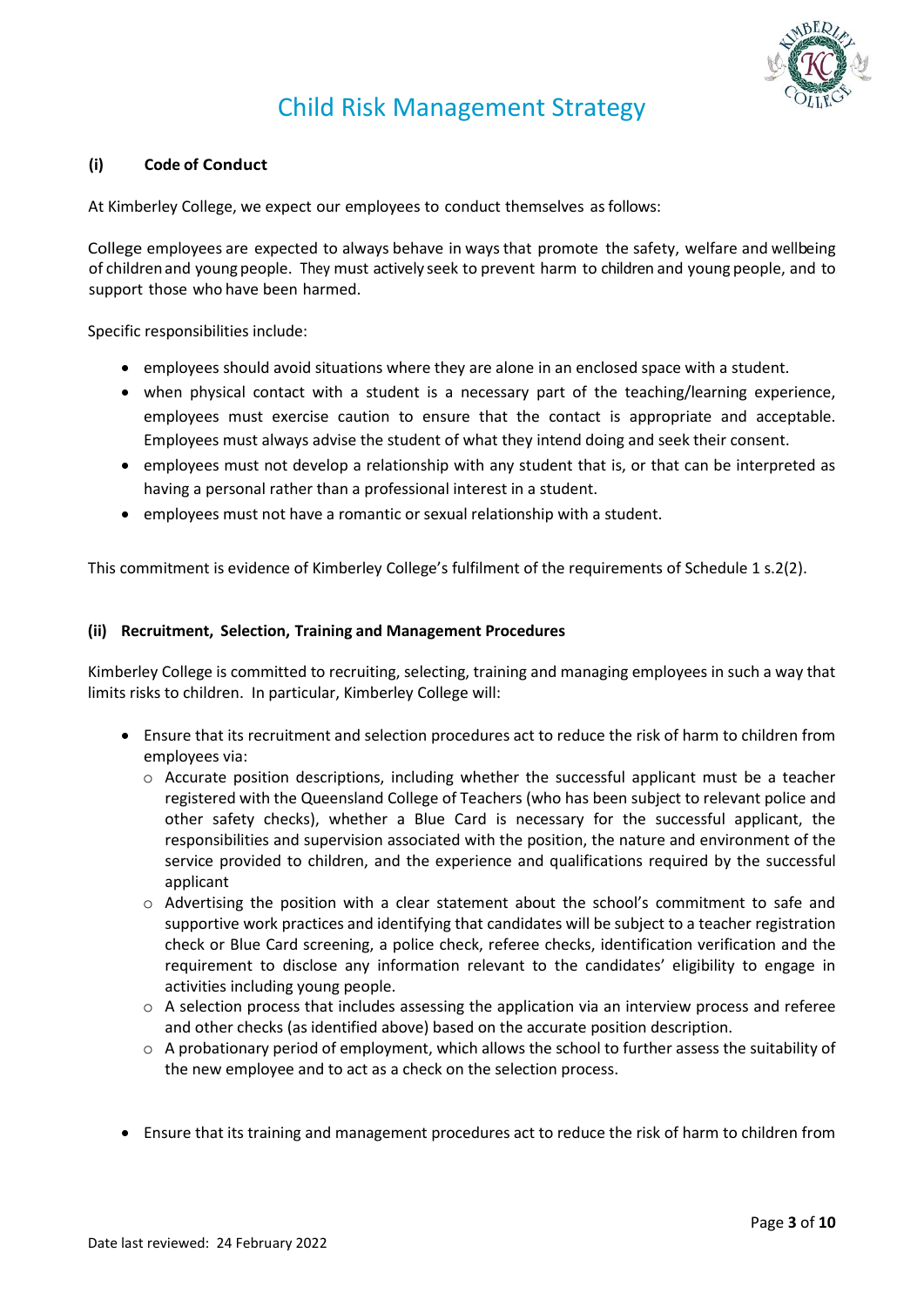# Child Risk Management Strategy

## (i) Code of Conduct

At Kimberley College, we expect our employees to conduct themselves as follows:

College employees are expected to always behave in ways that promote the safety, welfare and wellbeing of children and young people. They must actively seek to prevent harm to children and young people, and to support those who have been harmed.

Specific responsibilities include:

- employees should avoid situations where they are alone in an enclosed space with a student.
- when physical contact with a student is a necessary part of the teaching/learning experience, employees must exercise caution to ensure that the contact is appropriate and acceptable. Employees must always advise the student of what they intend doing and seek their consent.
- employees must not develop a relationship with any student that is, or that can be interpreted as having a personal rather than a professional interest in a student.
- employees must not have a romantic or sexual relationship with a student.

This commitment is evidence of Kimberley College's fulfilment of the requirements of Schedule 1 s.2(2).

## (ii) Recruitment, Selection, Training and Management Procedures

Kimberley College is committed to recruiting, selecting, training and managing employees in such a way that limits risks to children. In particular, Kimberley College will:

- Ensure that its recruitment and selection procedures act to reduce the risk of harm to children from employees via:
  - Accurate position descriptions, including whether the successful applicant must be a teacher registered with the Queensland College of Teachers (who has been subject to relevant police and other safety checks), whether a Blue Card is necessary for the successful applicant, the responsibilities and supervision associated with the position, the nature and environment of the service provided to children, and the experience and qualifications required by the successful applicant
  - Advertising the position with a clear statement about the school's commitment to safe and supportive work practices and identifying that candidates will be subject to a teacher registration check or Blue Card screening, a police check, referee checks, identification verification and the requirement to disclose any information relevant to the candidates' eligibility to engage in activities including young people.
  - A selection process that includes assessing the application via an interview process and referee and other checks (as identified above) based on the accurate position description.
  - A probationary period of employment, which allows the school to further assess the suitability of the new employee and to act as a check on the selection process.

- Ensure that its training and management procedures act to reduce the risk of harm to children from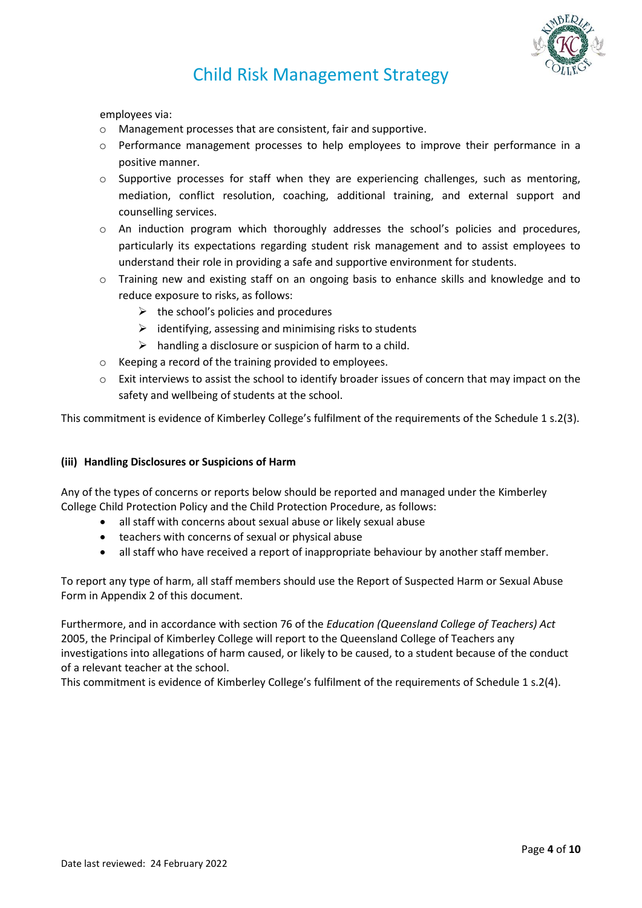employees via:

- Management processes that are consistent, fair and supportive.
- Performance management processes to help employees to improve their performance in a positive manner.
- Supportive processes for staff when they are experiencing challenges, such as mentoring, mediation, conflict resolution, coaching, additional training, and external support and counselling services.
- An induction program which thoroughly addresses the school's policies and procedures, particularly its expectations regarding student risk management and to assist employees to understand their role in providing a safe and supportive environment for students.
- Training new and existing staff on an ongoing basis to enhance skills and knowledge and to reduce exposure to risks, as follows:
  - the school's policies and procedures
  - identifying, assessing and minimising risks to students
  - handling a disclosure or suspicion of harm to a child.
- Keeping a record of the training provided to employees.
- Exit interviews to assist the school to identify broader issues of concern that may impact on the safety and wellbeing of students at the school.

This commitment is evidence of Kimberley College's fulfilment of the requirements of the Schedule 1 s.2(3).

**(iii) Handling Disclosures or Suspicions of Harm**

Any of the types of concerns or reports below should be reported and managed under the Kimberley College Child Protection Policy and the Child Protection Procedure, as follows:

- all staff with concerns about sexual abuse or likely sexual abuse
- teachers with concerns of sexual or physical abuse
- all staff who have received a report of inappropriate behaviour by another staff member.

To report any type of harm, all staff members should use the Report of Suspected Harm or Sexual Abuse Form in Appendix 2 of this document.

Furthermore, and in accordance with section 76 of the *Education (Queensland College of Teachers) Act* 2005, the Principal of Kimberley College will report to the Queensland College of Teachers any investigations into allegations of harm caused, or likely to be caused, to a student because of the conduct of a relevant teacher at the school.
This commitment is evidence of Kimberley College's fulfilment of the requirements of Schedule 1 s.2(4).

Date last reviewed: 24 February 2022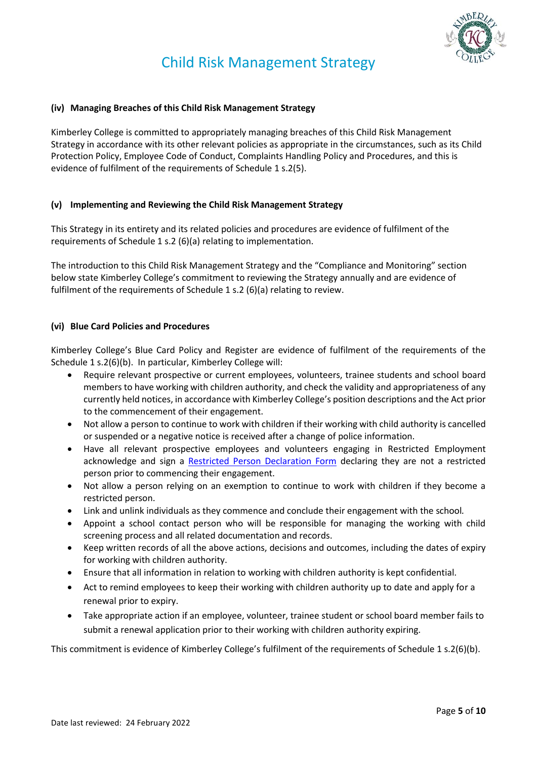#### (iv) Managing Breaches of this Child Risk Management Strategy

Kimberley College is committed to appropriately managing breaches of this Child Risk Management Strategy in accordance with its other relevant policies as appropriate in the circumstances, such as its Child Protection Policy, Employee Code of Conduct, Complaints Handling Policy and Procedures, and this is evidence of fulfilment of the requirements of Schedule 1 s.2(5).

#### (v) Implementing and Reviewing the Child Risk Management Strategy

This Strategy in its entirety and its related policies and procedures are evidence of fulfilment of the requirements of Schedule 1 s.2 (6)(a) relating to implementation.

The introduction to this Child Risk Management Strategy and the "Compliance and Monitoring" section below state Kimberley College's commitment to reviewing the Strategy annually and are evidence of fulfilment of the requirements of Schedule 1 s.2 (6)(a) relating to review.

#### (vi) Blue Card Policies and Procedures

Kimberley College's Blue Card Policy and Register are evidence of fulfilment of the requirements of the Schedule 1 s.2(6)(b). In particular, Kimberley College will:

- Require relevant prospective or current employees, volunteers, trainee students and school board members to have working with children authority, and check the validity and appropriateness of any currently held notices, in accordance with Kimberley College's position descriptions and the Act prior to the commencement of their engagement.
- Not allow a person to continue to work with children if their working with child authority is cancelled or suspended or a negative notice is received after a change of police information.
- Have all relevant prospective employees and volunteers engaging in Restricted Employment acknowledge and sign a [Restricted Person Declaration Form] declaring they are not a restricted person prior to commencing their engagement.
- Not allow a person relying on an exemption to continue to work with children if they become a restricted person.
- Link and unlink individuals as they commence and conclude their engagement with the school.
- Appoint a school contact person who will be responsible for managing the working with child screening process and all related documentation and records.
- Keep written records of all the above actions, decisions and outcomes, including the dates of expiry for working with children authority.
- Ensure that all information in relation to working with children authority is kept confidential.
- Act to remind employees to keep their working with children authority up to date and apply for a renewal prior to expiry.
- Take appropriate action if an employee, volunteer, trainee student or school board member fails to submit a renewal application prior to their working with children authority expiring.

This commitment is evidence of Kimberley College's fulfilment of the requirements of Schedule 1 s.2(6)(b).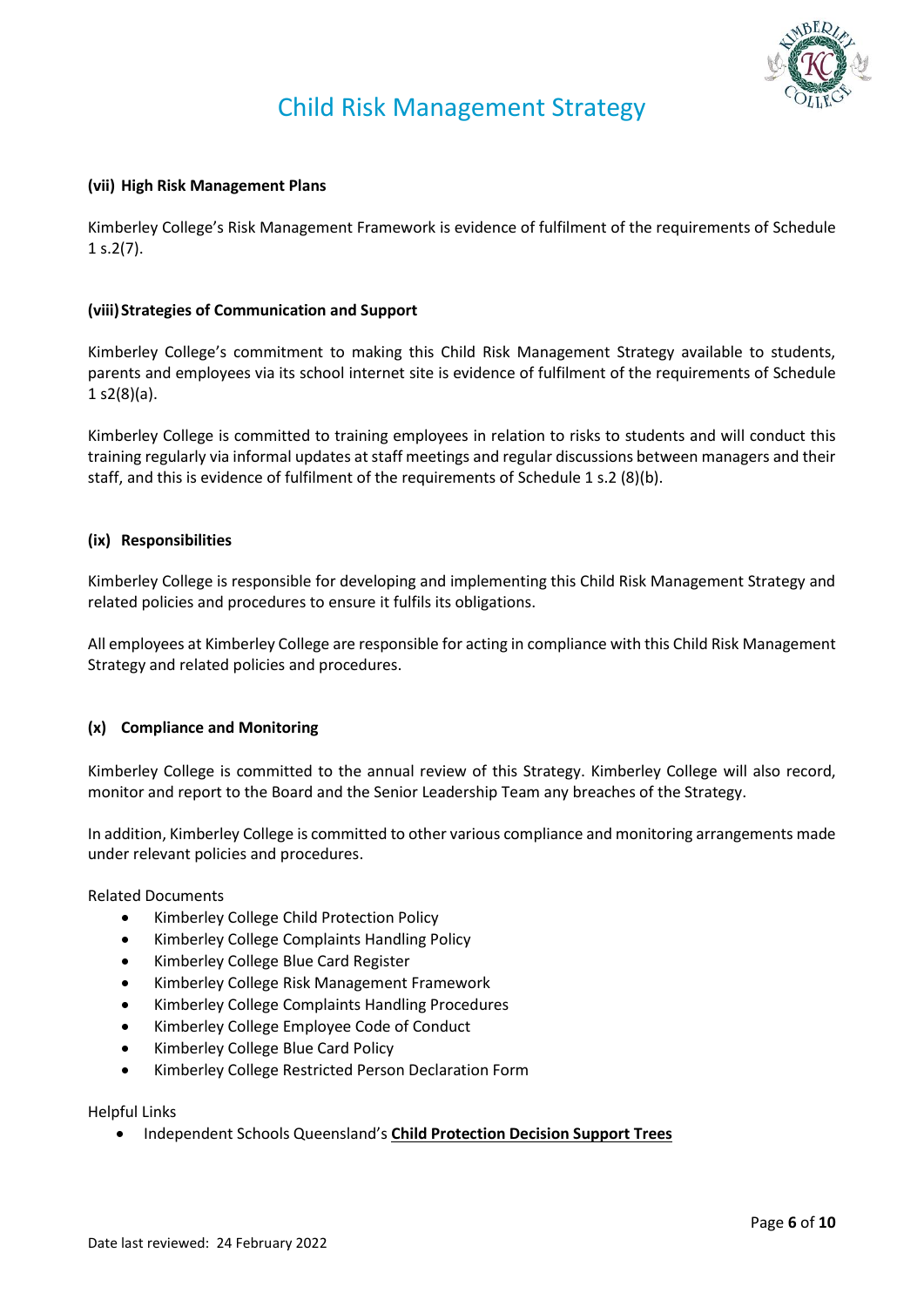#### (vii) High Risk Management Plans

Kimberley College's Risk Management Framework is evidence of fulfilment of the requirements of Schedule 1 s.2(7).

#### (viii) Strategies of Communication and Support

Kimberley College's commitment to making this Child Risk Management Strategy available to students, parents and employees via its school internet site is evidence of fulfilment of the requirements of Schedule 1 s2(8)(a).

Kimberley College is committed to training employees in relation to risks to students and will conduct this training regularly via informal updates at staff meetings and regular discussions between managers and their staff, and this is evidence of fulfilment of the requirements of Schedule 1 s.2 (8)(b).

#### (ix) Responsibilities

Kimberley College is responsible for developing and implementing this Child Risk Management Strategy and related policies and procedures to ensure it fulfils its obligations.

All employees at Kimberley College are responsible for acting in compliance with this Child Risk Management Strategy and related policies and procedures.

#### (x) Compliance and Monitoring

Kimberley College is committed to the annual review of this Strategy. Kimberley College will also record, monitor and report to the Board and the Senior Leadership Team any breaches of the Strategy.

In addition, Kimberley College is committed to other various compliance and monitoring arrangements made under relevant policies and procedures.

Related Documents

- Kimberley College Child Protection Policy
- Kimberley College Complaints Handling Policy
- Kimberley College Blue Card Register
- Kimberley College Risk Management Framework
- Kimberley College Complaints Handling Procedures
- Kimberley College Employee Code of Conduct
- Kimberley College Blue Card Policy
- Kimberley College Restricted Person Declaration Form

Helpful Links

- Independent Schools Queensland's **Child Protection Decision Support Trees**

Date last reviewed: 24 February 2022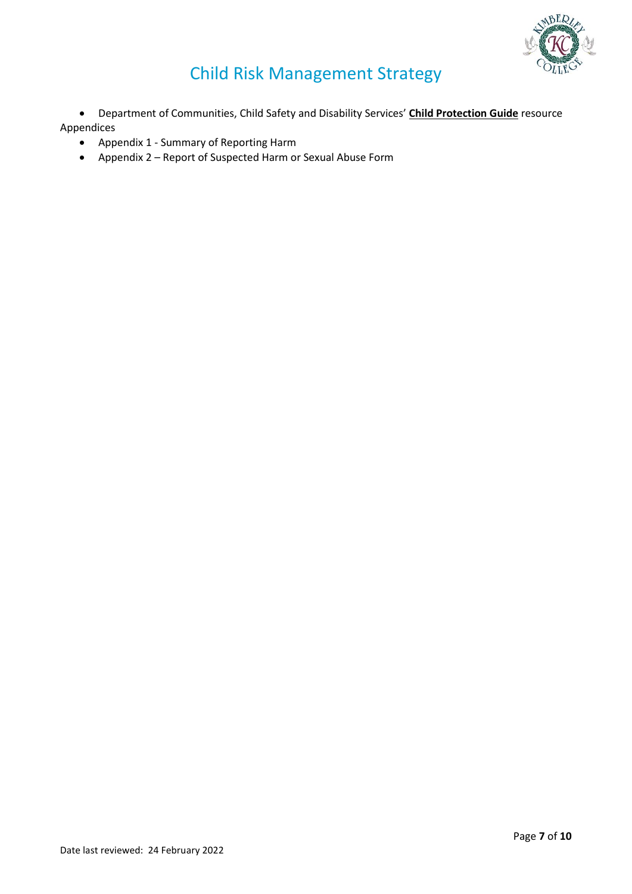- Department of Communities, Child Safety and Disability Services' **Child Protection Guide** resource

Appendices

- Appendix 1 - Summary of Reporting Harm
- Appendix 2 – Report of Suspected Harm or Sexual Abuse Form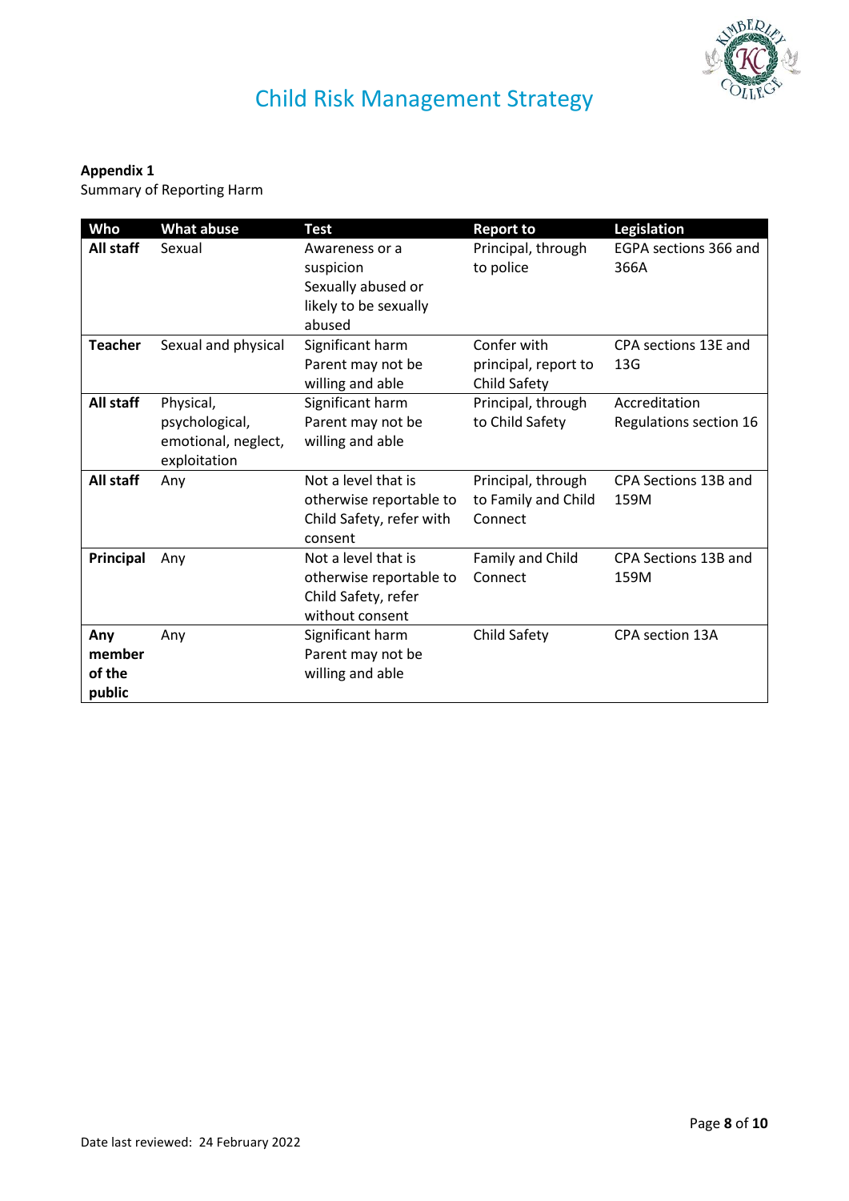**Appendix 1**

Summary of Reporting Harm

| Who | What abuse | Test | Report to | Legislation |
|---|---|---|---|---|
| **All staff** | Sexual | Awareness or a suspicion Sexually abused or likely to be sexually abused | Principal, through to police | EGPA sections 366 and 366A |
| **Teacher** | Sexual and physical | Significant harm Parent may not be willing and able | Confer with principal, report to Child Safety | CPA sections 13E and 13G |
| **All staff** | Physical, psychological, emotional, neglect, exploitation | Significant harm Parent may not be willing and able | Principal, through to Child Safety | Accreditation Regulations section 16 |
| **All staff** | Any | Not a level that is otherwise reportable to Child Safety, refer with consent | Principal, through to Family and Child Connect | CPA Sections 13B and 159M |
| **Principal** | Any | Not a level that is otherwise reportable to Child Safety, refer without consent | Family and Child Connect | CPA Sections 13B and 159M |
| **Any member of the public** | Any | Significant harm Parent may not be willing and able | Child Safety | CPA section 13A |

Date last reviewed: 24 February 2022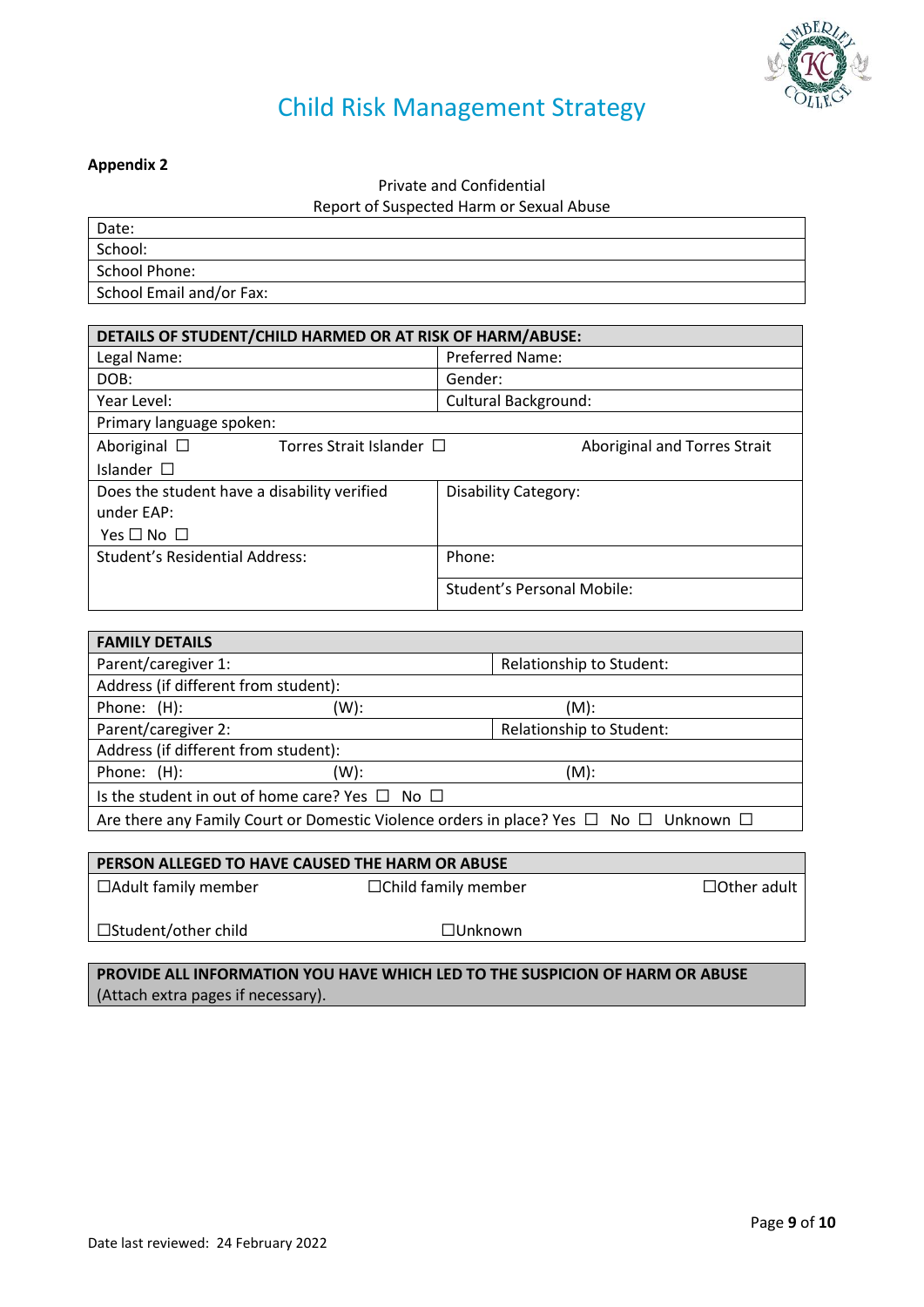# Child Risk Management Strategy

**Appendix 2**

Private and Confidential

Report of Suspected Harm or Sexual Abuse

| Date: |
|---|
| School: |
| School Phone: |
| School Email and/or Fax: |

| **DETAILS OF STUDENT/CHILD HARMED OR AT RISK OF HARM/ABUSE:** | |
|---|---|
| Legal Name: | Preferred Name: |
| DOB: | Gender: |
| Year Level: | Cultural Background: |
| Primary language spoken: | |
| Aboriginal ☐ Torres Strait Islander ☐ Aboriginal and Torres Strait Islander ☐ | |
| Does the student have a disability verified under EAP: Yes ☐ No ☐ | Disability Category: |
| Student's Residential Address: | Phone: |
| | Student's Personal Mobile: |

| **FAMILY DETAILS** | | |
|---|---|---|
| Parent/caregiver 1: | | Relationship to Student: |
| Address (if different from student): | | |
| Phone: (H): | (W): | (M): |
| Parent/caregiver 2: | | Relationship to Student: |
| Address (if different from student): | | |
| Phone: (H): | (W): | (M): |
| Is the student in out of home care? Yes ☐ No ☐ | | |
| Are there any Family Court or Domestic Violence orders in place? Yes ☐ No ☐ Unknown ☐ | | |

| **PERSON ALLEGED TO HAVE CAUSED THE HARM OR ABUSE** | | |
|---|---|---|
| ☐Adult family member | ☐Child family member | ☐Other adult |
| ☐Student/other child | ☐Unknown | |

| **PROVIDE ALL INFORMATION YOU HAVE WHICH LED TO THE SUSPICION OF HARM OR ABUSE** (Attach extra pages if necessary). |
|---|

Date last reviewed: 24 February 2022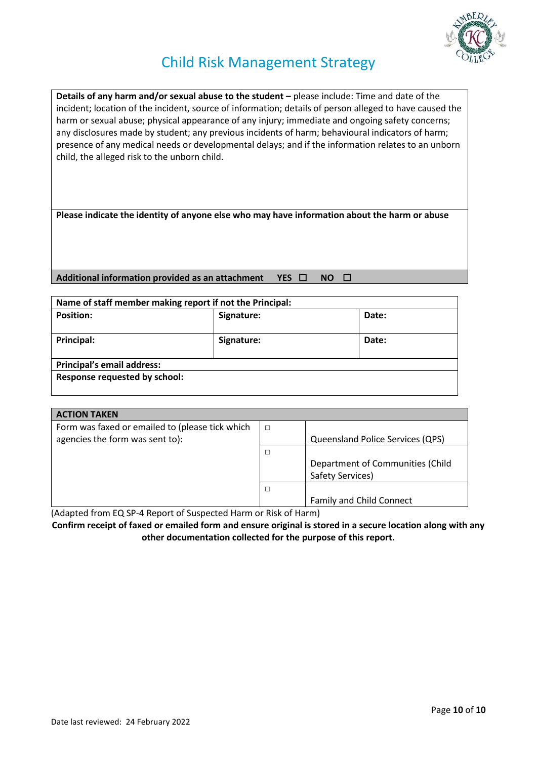# Child Risk Management Strategy

| |
|---|
| **Details of any harm and/or sexual abuse to the student –** please include: Time and date of the incident; location of the incident, source of information; details of person alleged to have caused the harm or sexual abuse; physical appearance of any injury; immediate and ongoing safety concerns; any disclosures made by student; any previous incidents of harm; behavioural indicators of harm; presence of any medical needs or developmental delays; and if the information relates to an unborn child, the alleged risk to the unborn child. |
| **Please indicate the identity of anyone else who may have information about the harm or abuse** |
| **Additional information provided as an attachment YES ☐ NO ☐** |

| | | |
|---|---|---|
| **Name of staff member making report if not the Principal:** | | |
| **Position:** | **Signature:** | **Date:** |
| **Principal:** | **Signature:** | **Date:** |
| **Principal's email address:** | | |
| **Response requested by school:** | | |

| **ACTION TAKEN** | | |
|---|---|---|
| Form was faxed or emailed to (please tick which agencies the form was sent to): | ☐ | Queensland Police Services (QPS) |
| | ☐ | Department of Communities (Child Safety Services) |
| | ☐ | Family and Child Connect |

(Adapted from EQ SP-4 Report of Suspected Harm or Risk of Harm)

**Confirm receipt of faxed or emailed form and ensure original is stored in a secure location along with any other documentation collected for the purpose of this report.**

Date last reviewed: 24 February 2022